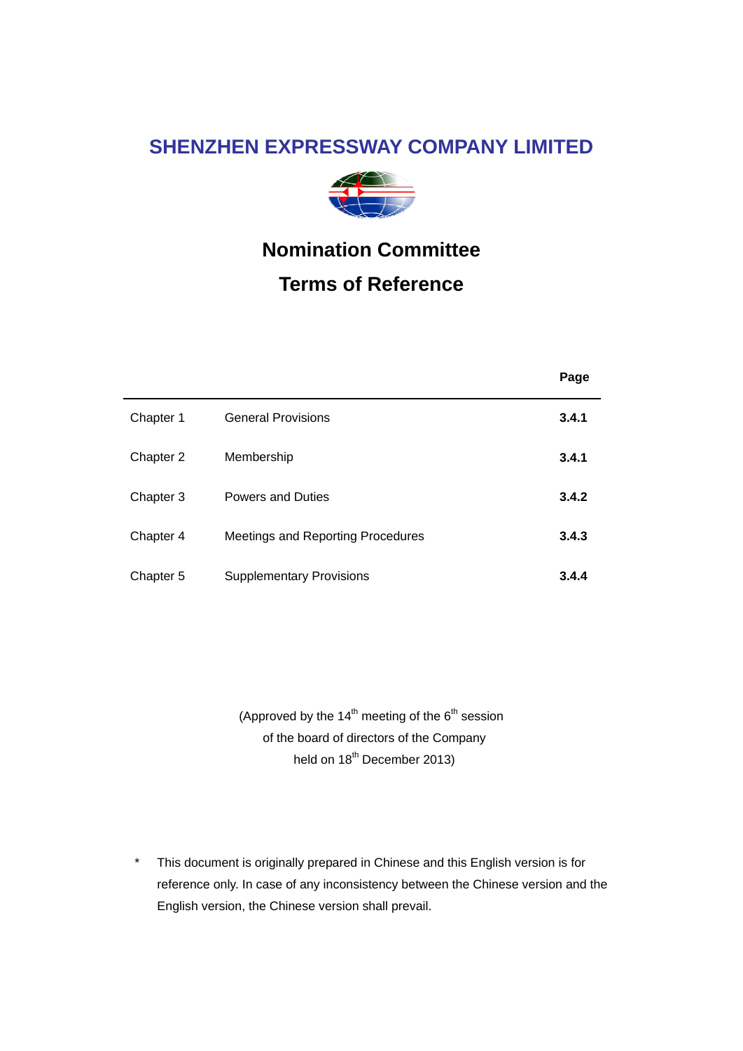# SHENZHEN EXPRESSWAY COMPANY LIMITED

## Nomination Committee

## Terms of Reference

| | | Page |
|---|---|---|
| Chapter 1 | General Provisions | **3.4.1** |
| Chapter 2 | Membership | **3.4.1** |
| Chapter 3 | Powers and Duties | **3.4.2** |
| Chapter 4 | Meetings and Reporting Procedures | **3.4.3** |
| Chapter 5 | Supplementary Provisions | **3.4.4** |

(Approved by the 14th meeting of the 6th session of the board of directors of the Company held on 18th December 2013)

\* This document is originally prepared in Chinese and this English version is for reference only. In case of any inconsistency between the Chinese version and the English version, the Chinese version shall prevail.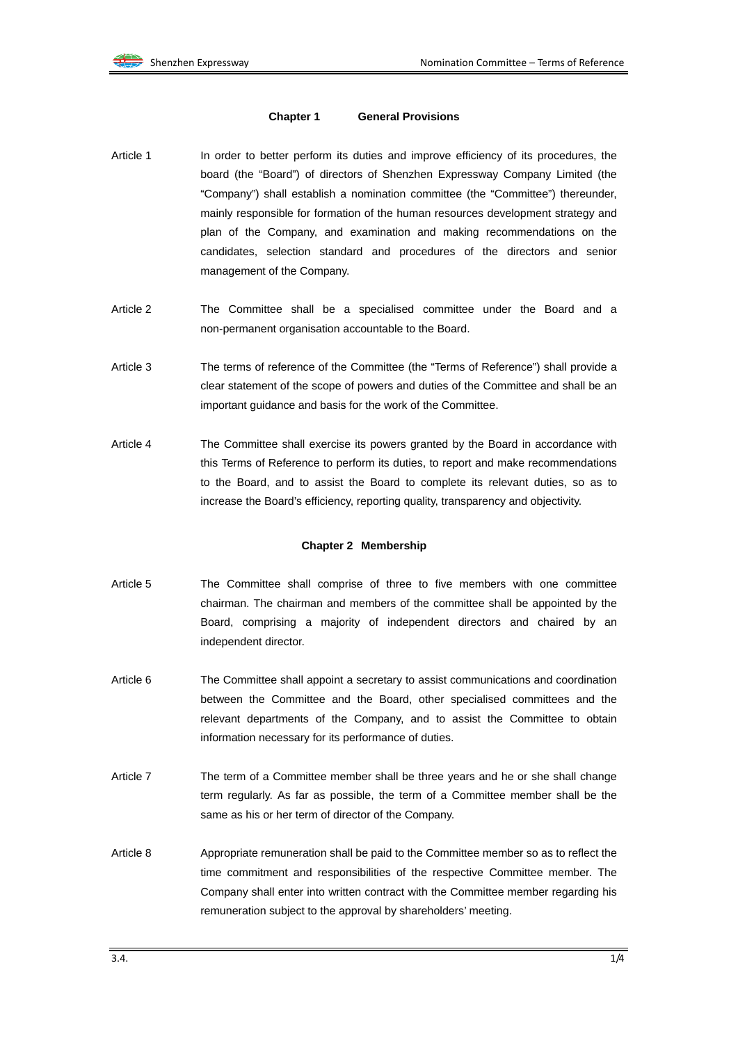## Chapter 1 General Provisions

Article 1 In order to better perform its duties and improve efficiency of its procedures, the board (the "Board") of directors of Shenzhen Expressway Company Limited (the "Company") shall establish a nomination committee (the "Committee") thereunder, mainly responsible for formation of the human resources development strategy and plan of the Company, and examination and making recommendations on the candidates, selection standard and procedures of the directors and senior management of the Company.

Article 2 The Committee shall be a specialised committee under the Board and a non-permanent organisation accountable to the Board.

Article 3 The terms of reference of the Committee (the "Terms of Reference") shall provide a clear statement of the scope of powers and duties of the Committee and shall be an important guidance and basis for the work of the Committee.

Article 4 The Committee shall exercise its powers granted by the Board in accordance with this Terms of Reference to perform its duties, to report and make recommendations to the Board, and to assist the Board to complete its relevant duties, so as to increase the Board's efficiency, reporting quality, transparency and objectivity.

## Chapter 2 Membership

Article 5 The Committee shall comprise of three to five members with one committee chairman. The chairman and members of the committee shall be appointed by the Board, comprising a majority of independent directors and chaired by an independent director.

Article 6 The Committee shall appoint a secretary to assist communications and coordination between the Committee and the Board, other specialised committees and the relevant departments of the Company, and to assist the Committee to obtain information necessary for its performance of duties.

Article 7 The term of a Committee member shall be three years and he or she shall change term regularly. As far as possible, the term of a Committee member shall be the same as his or her term of director of the Company.

Article 8 Appropriate remuneration shall be paid to the Committee member so as to reflect the time commitment and responsibilities of the respective Committee member. The Company shall enter into written contract with the Committee member regarding his remuneration subject to the approval by shareholders' meeting.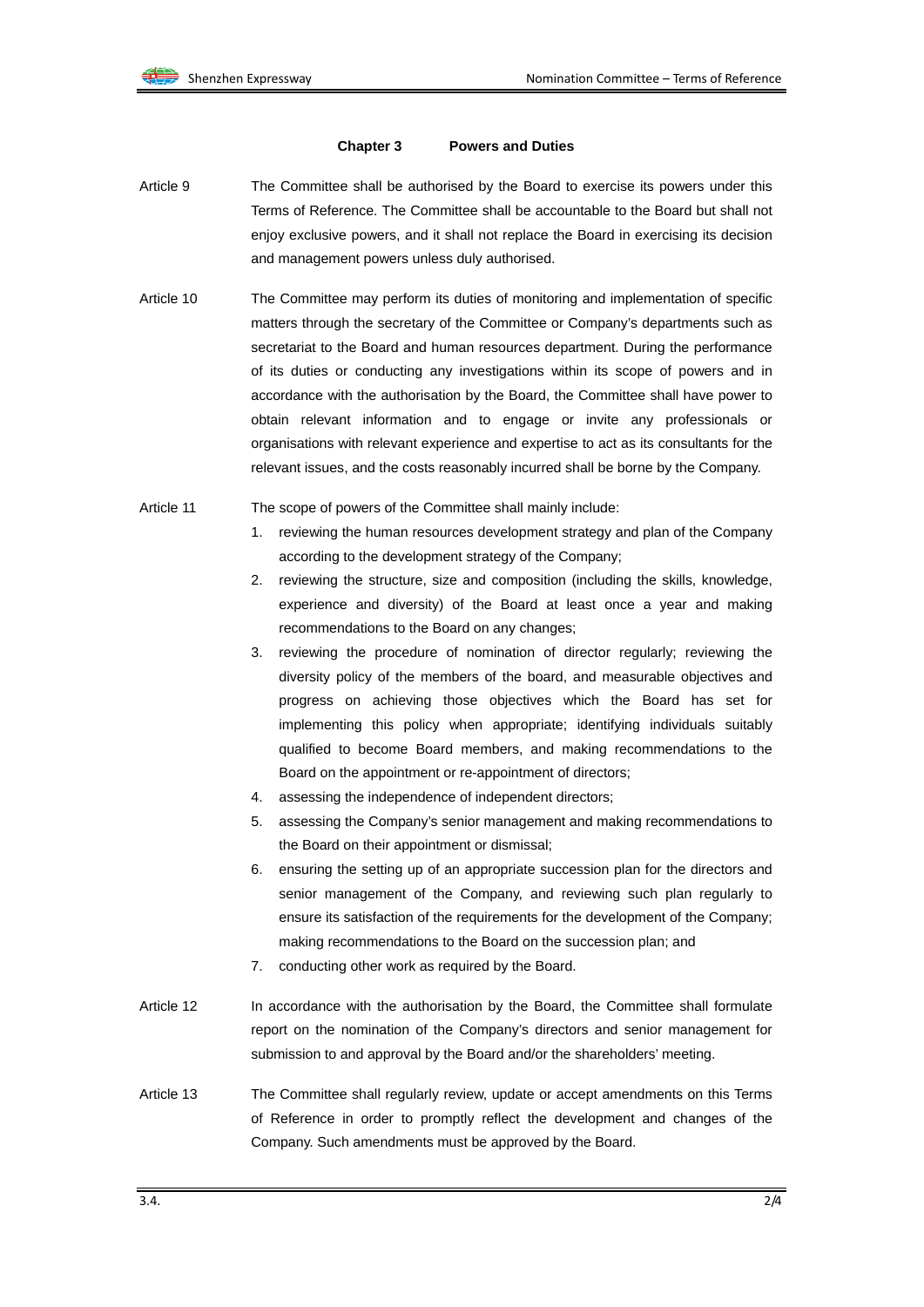## Chapter 3 Powers and Duties

Article 9 The Committee shall be authorised by the Board to exercise its powers under this Terms of Reference. The Committee shall be accountable to the Board but shall not enjoy exclusive powers, and it shall not replace the Board in exercising its decision and management powers unless duly authorised.

Article 10 The Committee may perform its duties of monitoring and implementation of specific matters through the secretary of the Committee or Company's departments such as secretariat to the Board and human resources department. During the performance of its duties or conducting any investigations within its scope of powers and in accordance with the authorisation by the Board, the Committee shall have power to obtain relevant information and to engage or invite any professionals or organisations with relevant experience and expertise to act as its consultants for the relevant issues, and the costs reasonably incurred shall be borne by the Company.

Article 11 The scope of powers of the Committee shall mainly include:

1. reviewing the human resources development strategy and plan of the Company according to the development strategy of the Company;
2. reviewing the structure, size and composition (including the skills, knowledge, experience and diversity) of the Board at least once a year and making recommendations to the Board on any changes;
3. reviewing the procedure of nomination of director regularly; reviewing the diversity policy of the members of the board, and measurable objectives and progress on achieving those objectives which the Board has set for implementing this policy when appropriate; identifying individuals suitably qualified to become Board members, and making recommendations to the Board on the appointment or re-appointment of directors;
4. assessing the independence of independent directors;
5. assessing the Company's senior management and making recommendations to the Board on their appointment or dismissal;
6. ensuring the setting up of an appropriate succession plan for the directors and senior management of the Company, and reviewing such plan regularly to ensure its satisfaction of the requirements for the development of the Company; making recommendations to the Board on the succession plan; and
7. conducting other work as required by the Board.

Article 12 In accordance with the authorisation by the Board, the Committee shall formulate report on the nomination of the Company's directors and senior management for submission to and approval by the Board and/or the shareholders' meeting.

Article 13 The Committee shall regularly review, update or accept amendments on this Terms of Reference in order to promptly reflect the development and changes of the Company. Such amendments must be approved by the Board.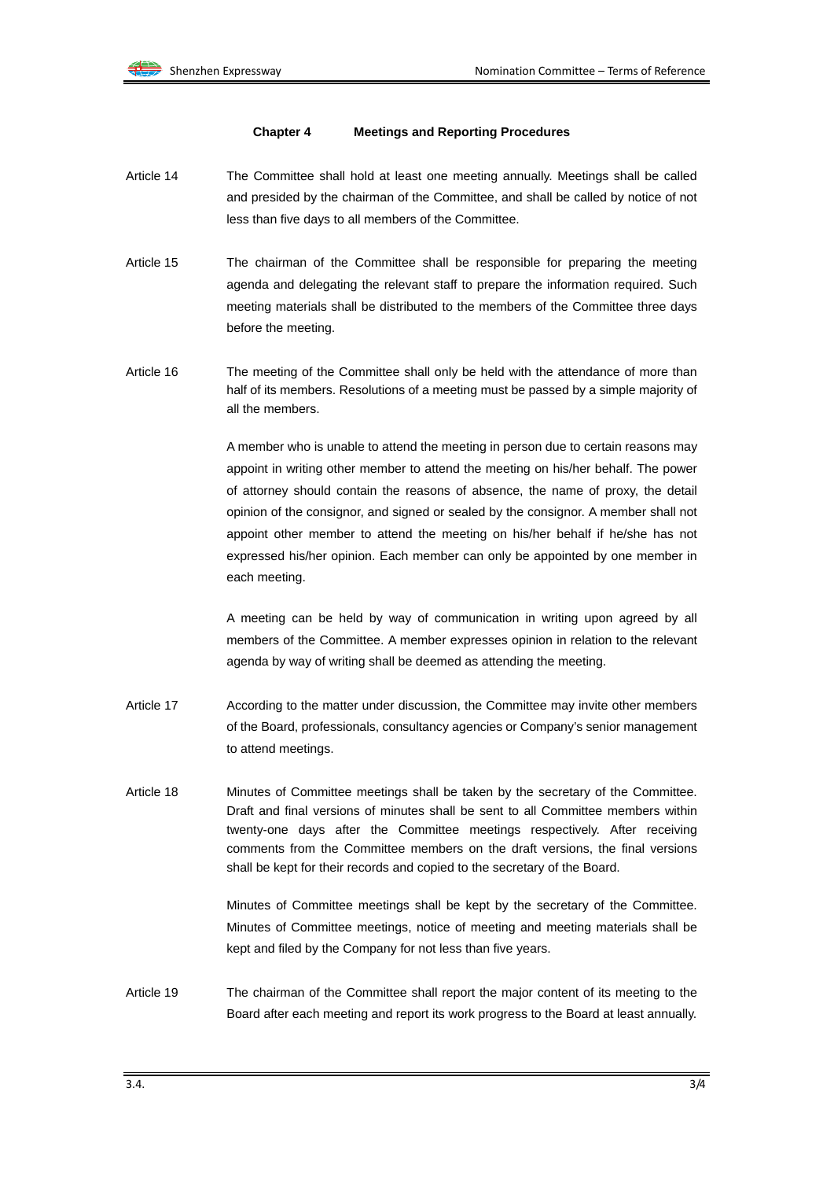## Chapter 4 Meetings and Reporting Procedures

Article 14 The Committee shall hold at least one meeting annually. Meetings shall be called and presided by the chairman of the Committee, and shall be called by notice of not less than five days to all members of the Committee.

Article 15 The chairman of the Committee shall be responsible for preparing the meeting agenda and delegating the relevant staff to prepare the information required. Such meeting materials shall be distributed to the members of the Committee three days before the meeting.

Article 16 The meeting of the Committee shall only be held with the attendance of more than half of its members. Resolutions of a meeting must be passed by a simple majority of all the members.

A member who is unable to attend the meeting in person due to certain reasons may appoint in writing other member to attend the meeting on his/her behalf. The power of attorney should contain the reasons of absence, the name of proxy, the detail opinion of the consignor, and signed or sealed by the consignor. A member shall not appoint other member to attend the meeting on his/her behalf if he/she has not expressed his/her opinion. Each member can only be appointed by one member in each meeting.

A meeting can be held by way of communication in writing upon agreed by all members of the Committee. A member expresses opinion in relation to the relevant agenda by way of writing shall be deemed as attending the meeting.

Article 17 According to the matter under discussion, the Committee may invite other members of the Board, professionals, consultancy agencies or Company's senior management to attend meetings.

Article 18 Minutes of Committee meetings shall be taken by the secretary of the Committee. Draft and final versions of minutes shall be sent to all Committee members within twenty-one days after the Committee meetings respectively. After receiving comments from the Committee members on the draft versions, the final versions shall be kept for their records and copied to the secretary of the Board.

Minutes of Committee meetings shall be kept by the secretary of the Committee. Minutes of Committee meetings, notice of meeting and meeting materials shall be kept and filed by the Company for not less than five years.

Article 19 The chairman of the Committee shall report the major content of its meeting to the Board after each meeting and report its work progress to the Board at least annually.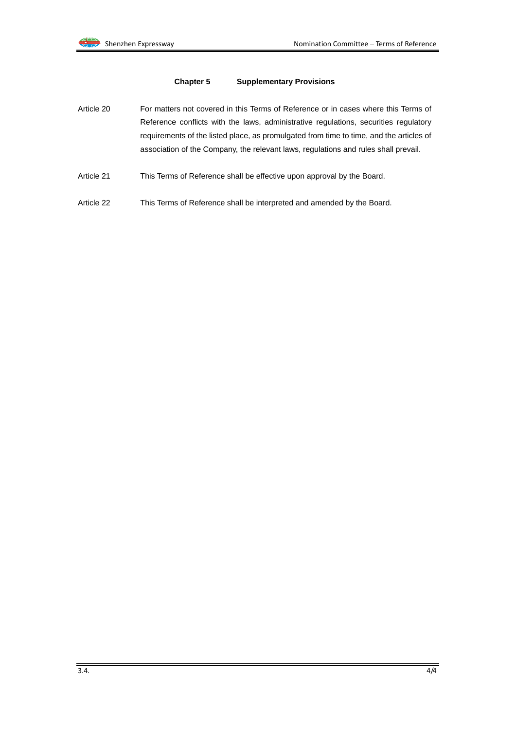## Chapter 5 Supplementary Provisions

Article 20 For matters not covered in this Terms of Reference or in cases where this Terms of Reference conflicts with the laws, administrative regulations, securities regulatory requirements of the listed place, as promulgated from time to time, and the articles of association of the Company, the relevant laws, regulations and rules shall prevail.

Article 21 This Terms of Reference shall be effective upon approval by the Board.

Article 22 This Terms of Reference shall be interpreted and amended by the Board.